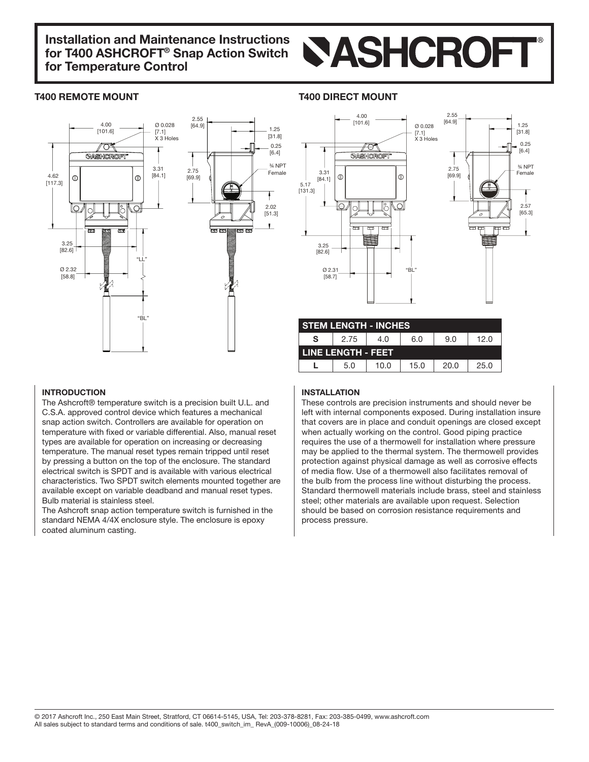# Installation and Maintenance Instructions for T400 ASHCROFT® Snap Action Switch for Temperature Control

## T400 REMOTE MOUNT

## T400 DIRECT MOUNT

| STEM LENGTH - INCHES | | | | | |
|---|---|---|---|---|---|
| S | 2.75 | 4.0 | 6.0 | 9.0 | 12.0 |
| **LINE LENGTH - FEET** | | | | | |
| L | 5.0 | 10.0 | 15.0 | 20.0 | 25.0 |

### INTRODUCTION

The Ashcroft® temperature switch is a precision built U.L. and C.S.A. approved control device which features a mechanical snap action switch. Controllers are available for operation on temperature with fixed or variable differential. Also, manual reset types are available for operation on increasing or decreasing temperature. The manual reset types remain tripped until reset by pressing a button on the top of the enclosure. The standard electrical switch is SPDT and is available with various electrical characteristics. Two SPDT switch elements mounted together are available except on variable deadband and manual reset types. Bulb material is stainless steel.

The Ashcroft snap action temperature switch is furnished in the standard NEMA 4/4X enclosure style. The enclosure is epoxy coated aluminum casting.

### INSTALLATION

These controls are precision instruments and should never be left with internal components exposed. During installation insure that covers are in place and conduit openings are closed except when actually working on the control. Good piping practice requires the use of a thermowell for installation where pressure may be applied to the thermal system. The thermowell provides protection against physical damage as well as corrosive effects of media flow. Use of a thermowell also facilitates removal of the bulb from the process line without disturbing the process. Standard thermowell materials include brass, steel and stainless steel; other materials are available upon request. Selection should be based on corrosion resistance requirements and process pressure.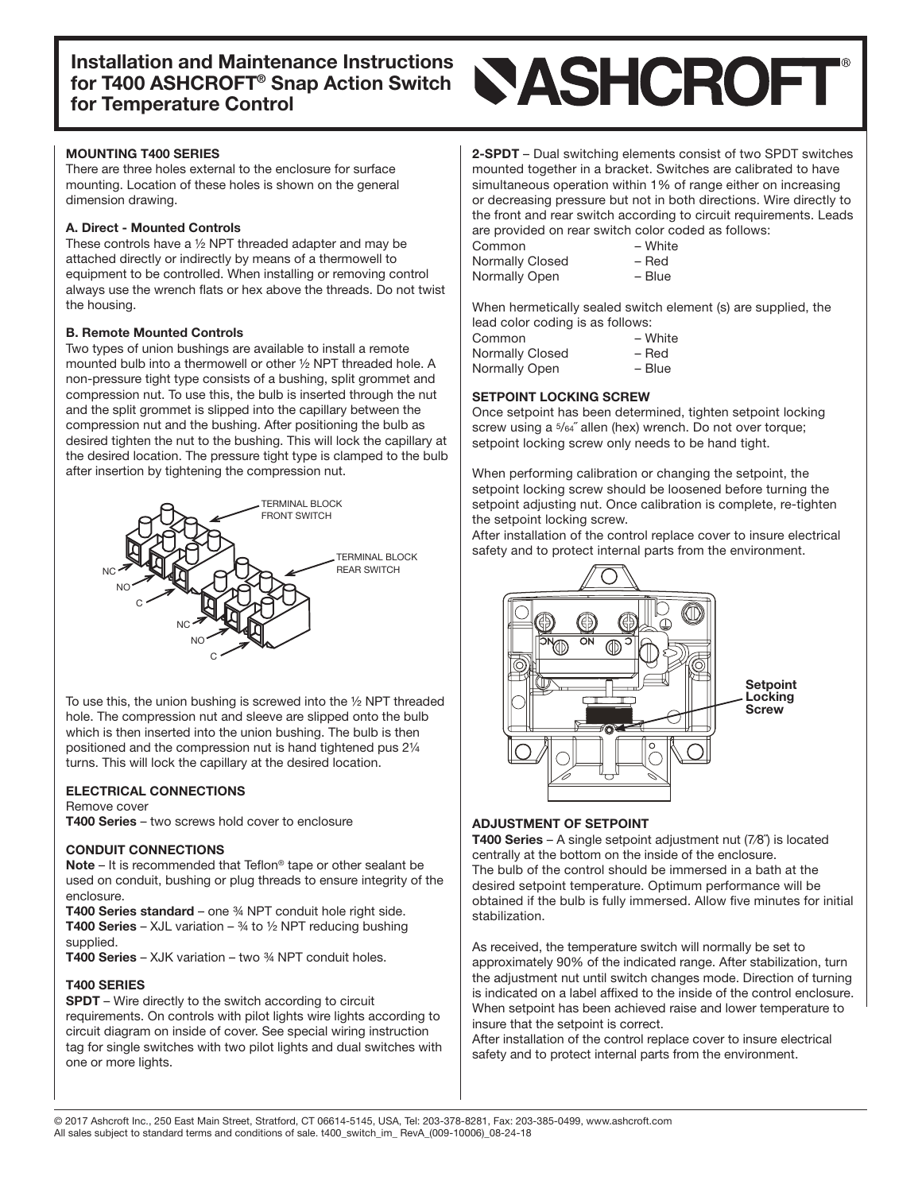# Installation and Maintenance Instructions for T400 ASHCROFT® Snap Action Switch for Temperature Control

### MOUNTING T400 SERIES

There are three holes external to the enclosure for surface mounting. Location of these holes is shown on the general dimension drawing.

#### A. Direct - Mounted Controls

These controls have a ½ NPT threaded adapter and may be attached directly or indirectly by means of a thermowell to equipment to be controlled. When installing or removing control always use the wrench flats or hex above the threads. Do not twist the housing.

#### B. Remote Mounted Controls

Two types of union bushings are available to install a remote mounted bulb into a thermowell or other ½ NPT threaded hole. A non-pressure tight type consists of a bushing, split grommet and compression nut. To use this, the bulb is inserted through the nut and the split grommet is slipped into the capillary between the compression nut and the bushing. After positioning the bulb as desired tighten the nut to the bushing. This will lock the capillary at the desired location. The pressure tight type is clamped to the bulb after insertion by tightening the compression nut.

TERMINAL BLOCK FRONT SWITCH
TERMINAL BLOCK REAR SWITCH
NC
NO
C
NC
NO
C

To use this, the union bushing is screwed into the ½ NPT threaded hole. The compression nut and sleeve are slipped onto the bulb which is then inserted into the union bushing. The bulb is then positioned and the compression nut is hand tightened pus 2¼ turns. This will lock the capillary at the desired location.

### ELECTRICAL CONNECTIONS

Remove cover

**T400 Series** – two screws hold cover to enclosure

### CONDUIT CONNECTIONS

**Note** – It is recommended that Teflon® tape or other sealant be used on conduit, bushing or plug threads to ensure integrity of the enclosure.

**T400 Series standard** – one ¾ NPT conduit hole right side.

**T400 Series** – XJL variation – ¾ to ½ NPT reducing bushing supplied.

**T400 Series** – XJK variation – two ¾ NPT conduit holes.

### T400 SERIES

**SPDT** – Wire directly to the switch according to circuit requirements. On controls with pilot lights wire lights according to circuit diagram on inside of cover. See special wiring instruction tag for single switches with two pilot lights and dual switches with one or more lights.

**2-SPDT** – Dual switching elements consist of two SPDT switches mounted together in a bracket. Switches are calibrated to have simultaneous operation within 1% of range either on increasing or decreasing pressure but not in both directions. Wire directly to the front and rear switch according to circuit requirements. Leads are provided on rear switch color coded as follows:

Common – White
Normally Closed – Red
Normally Open – Blue

When hermetically sealed switch element (s) are supplied, the lead color coding is as follows:

Common – White
Normally Closed – Red
Normally Open – Blue

### SETPOINT LOCKING SCREW

Once setpoint has been determined, tighten setpoint locking screw using a 5/64˝ allen (hex) wrench. Do not over torque; setpoint locking screw only needs to be hand tight.

When performing calibration or changing the setpoint, the setpoint locking screw should be loosened before turning the setpoint adjusting nut. Once calibration is complete, re-tighten the setpoint locking screw.

After installation of the control replace cover to insure electrical safety and to protect internal parts from the environment.

**Setpoint Locking Screw**

### ADJUSTMENT OF SETPOINT

**T400 Series** – A single setpoint adjustment nut (7⁄8˝) is located centrally at the bottom on the inside of the enclosure.

The bulb of the control should be immersed in a bath at the desired setpoint temperature. Optimum performance will be obtained if the bulb is fully immersed. Allow five minutes for initial stabilization.

As received, the temperature switch will normally be set to approximately 90% of the indicated range. After stabilization, turn the adjustment nut until switch changes mode. Direction of turning is indicated on a label affixed to the inside of the control enclosure. When setpoint has been achieved raise and lower temperature to insure that the setpoint is correct.

After installation of the control replace cover to insure electrical safety and to protect internal parts from the environment.

© 2017 Ashcroft Inc., 250 East Main Street, Stratford, CT 06614-5145, USA, Tel: 203-378-8281, Fax: 203-385-0499, www.ashcroft.com
All sales subject to standard terms and conditions of sale. t400_switch_im_ RevA_(009-10006)_08-24-18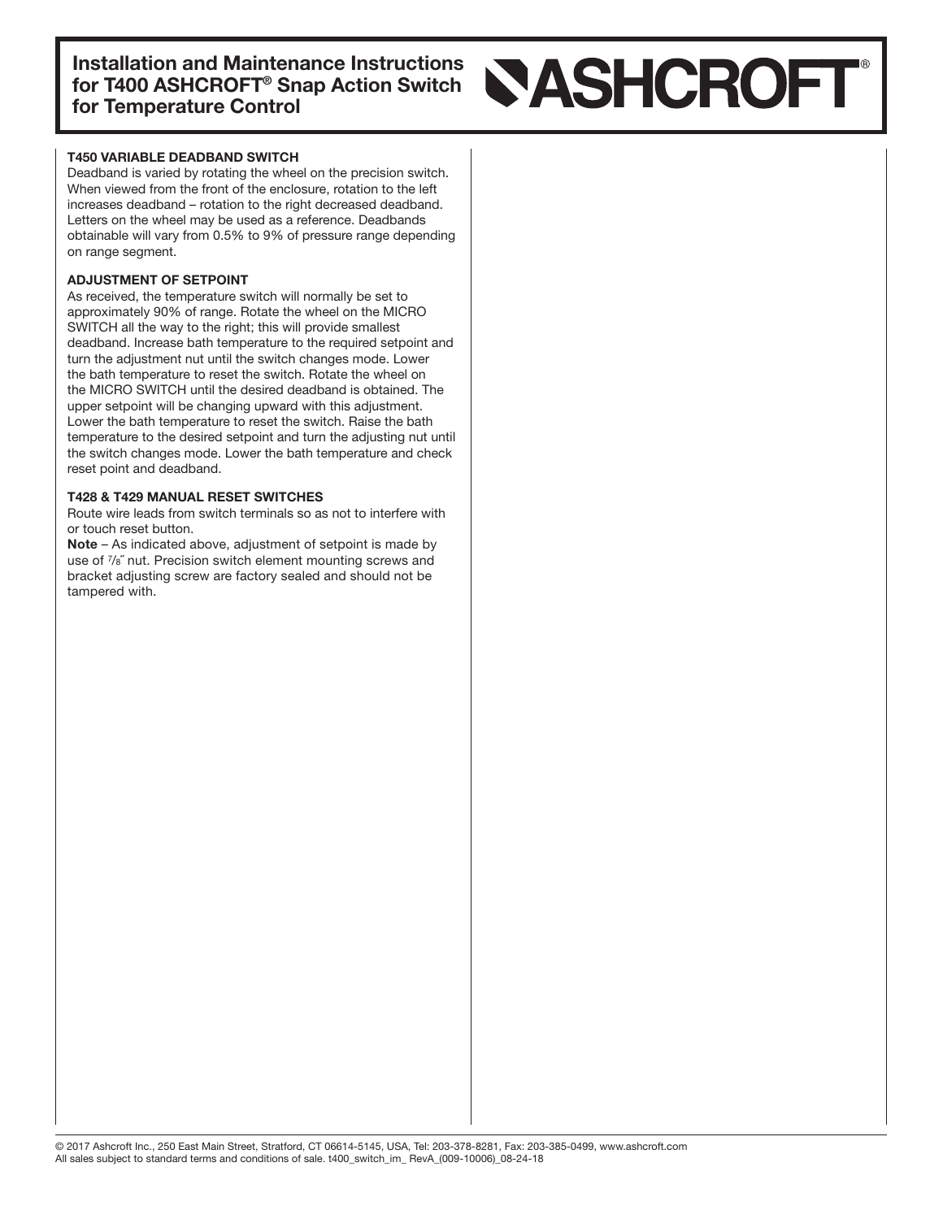### T450 VARIABLE DEADBAND SWITCH

Deadband is varied by rotating the wheel on the precision switch. When viewed from the front of the enclosure, rotation to the left increases deadband – rotation to the right decreased deadband. Letters on the wheel may be used as a reference. Deadbands obtainable will vary from 0.5% to 9% of pressure range depending on range segment.

### ADJUSTMENT OF SETPOINT

As received, the temperature switch will normally be set to approximately 90% of range. Rotate the wheel on the MICRO SWITCH all the way to the right; this will provide smallest deadband. Increase bath temperature to the required setpoint and turn the adjustment nut until the switch changes mode. Lower the bath temperature to reset the switch. Rotate the wheel on the MICRO SWITCH until the desired deadband is obtained. The upper setpoint will be changing upward with this adjustment. Lower the bath temperature to reset the switch. Raise the bath temperature to the desired setpoint and turn the adjusting nut until the switch changes mode. Lower the bath temperature and check reset point and deadband.

### T428 & T429 MANUAL RESET SWITCHES

Route wire leads from switch terminals so as not to interfere with or touch reset button.

**Note** – As indicated above, adjustment of setpoint is made by use of 7/8″ nut. Precision switch element mounting screws and bracket adjusting screw are factory sealed and should not be tampered with.